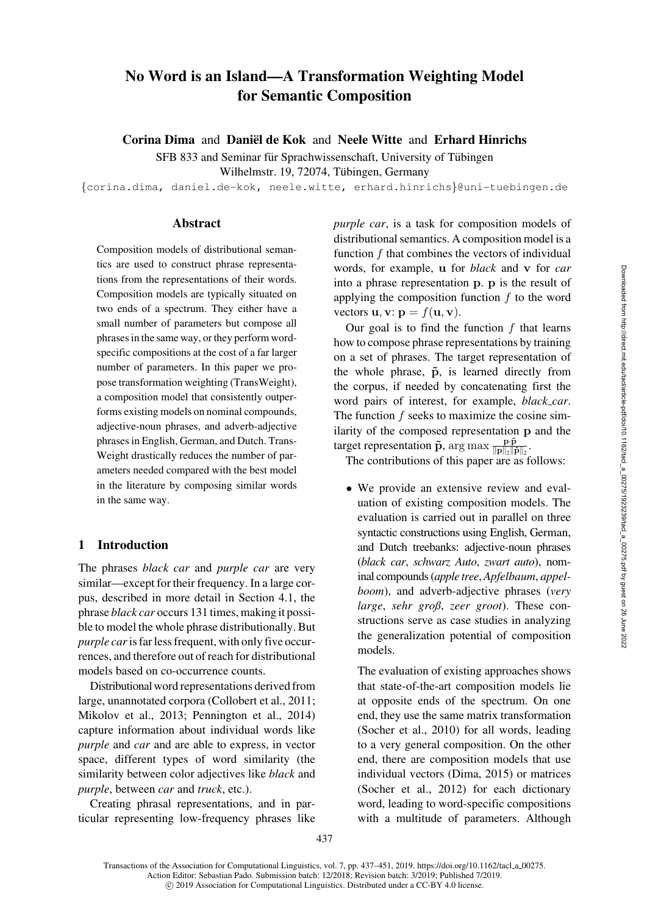# No Word is an Island—A Transformation Weighting Model for Semantic Composition

**Corina Dima** and **Daniël de Kok** and **Neele Witte** and **Erhard Hinrichs**

SFB 833 and Seminar für Sprachwissenschaft, University of Tübingen
Wilhelmstr. 19, 72074, Tübingen, Germany
{corina.dima, daniel.de-kok, neele.witte, erhard.hinrichs}@uni-tuebingen.de

## Abstract

Composition models of distributional semantics are used to construct phrase representations from the representations of their words. Composition models are typically situated on two ends of a spectrum. They either have a small number of parameters but compose all phrases in the same way, or they perform word-specific compositions at the cost of a far larger number of parameters. In this paper we propose transformation weighting (TransWeight), a composition model that consistently outperforms existing models on nominal compounds, adjective-noun phrases, and adverb-adjective phrases in English, German, and Dutch. TransWeight drastically reduces the number of parameters needed compared with the best model in the literature by composing similar words in the same way.

## 1 Introduction

The phrases *black car* and *purple car* are very similar—except for their frequency. In a large corpus, described in more detail in Section 4.1, the phrase *black car* occurs 131 times, making it possible to model the whole phrase distributionally. But *purple car* is far less frequent, with only five occurrences, and therefore out of reach for distributional models based on co-occurrence counts.

Distributional word representations derived from large, unannotated corpora (Collobert et al., 2011; Mikolov et al., 2013; Pennington et al., 2014) capture information about individual words like *purple* and *car* and are able to express, in vector space, different types of word similarity (the similarity between color adjectives like *black* and *purple*, between *car* and *truck*, etc.).

Creating phrasal representations, and in particular representing low-frequency phrases like *purple car*, is a task for composition models of distributional semantics. A composition model is a function $f$ that combines the vectors of individual words, for example, $\mathbf{u}$ for *black* and $\mathbf{v}$ for *car* into a phrase representation $\mathbf{p}$. $\mathbf{p}$ is the result of applying the composition function $f$ to the word vectors $\mathbf{u}, \mathbf{v}$: $\mathbf{p} = f(\mathbf{u}, \mathbf{v})$.

Our goal is to find the function $f$ that learns how to compose phrase representations by training on a set of phrases. The target representation of the whole phrase, $\tilde{\mathbf{p}}$, is learned directly from the corpus, if needed by concatenating first the word pairs of interest, for example, *black_car*. The function $f$ seeks to maximize the cosine similarity of the composed representation $\mathbf{p}$ and the target representation $\tilde{\mathbf{p}}$, $\arg\max \frac{\mathbf{p}\cdot\tilde{\mathbf{p}}}{\|\mathbf{p}\|_2\|\tilde{\mathbf{p}}\|_2}$.

The contributions of this paper are as follows:

- We provide an extensive review and evaluation of existing composition models. The evaluation is carried out in parallel on three syntactic constructions using English, German, and Dutch treebanks: adjective-noun phrases (*black car*, *schwarz Auto*, *zwart auto*), nominal compounds (*apple tree*, *Apfelbaum*, *appelboom*), and adverb-adjective phrases (*very large*, *sehr groß*, *zeer groot*). These constructions serve as case studies in analyzing the generalization potential of composition models.

  The evaluation of existing approaches shows that state-of-the-art composition models lie at opposite ends of the spectrum. On one end, they use the same matrix transformation (Socher et al., 2010) for all words, leading to a very general composition. On the other end, there are composition models that use individual vectors (Dima, 2015) or matrices (Socher et al., 2012) for each dictionary word, leading to word-specific compositions with a multitude of parameters. Although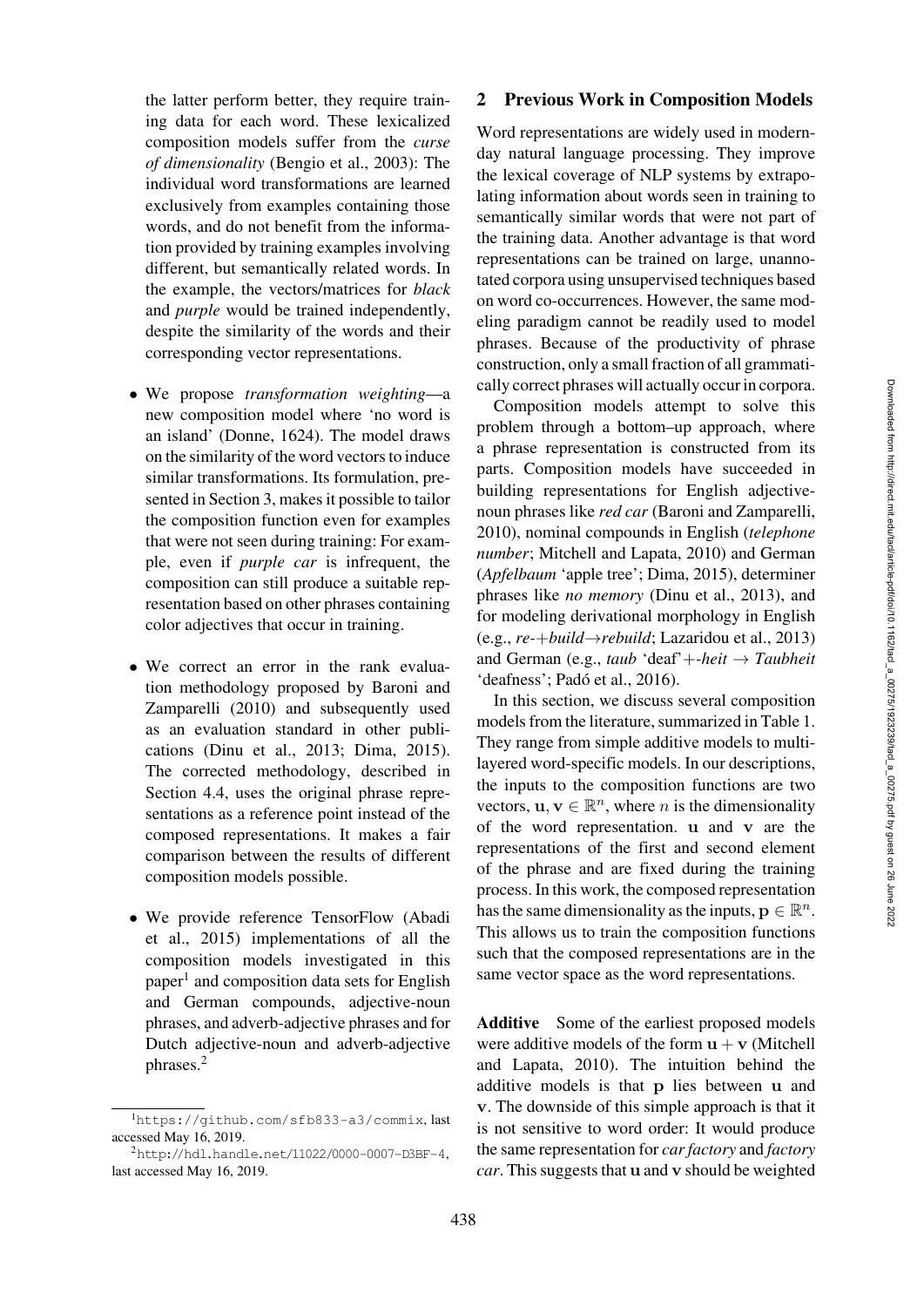the latter perform better, they require training data for each word. These lexicalized composition models suffer from the *curse of dimensionality* (Bengio et al., 2003): The individual word transformations are learned exclusively from examples containing those words, and do not benefit from the information provided by training examples involving different, but semantically related words. In the example, the vectors/matrices for *black* and *purple* would be trained independently, despite the similarity of the words and their corresponding vector representations.

- We propose *transformation weighting*—a new composition model where 'no word is an island' (Donne, 1624). The model draws on the similarity of the word vectors to induce similar transformations. Its formulation, presented in Section 3, makes it possible to tailor the composition function even for examples that were not seen during training: For example, even if *purple car* is infrequent, the composition can still produce a suitable representation based on other phrases containing color adjectives that occur in training.
- We correct an error in the rank evaluation methodology proposed by Baroni and Zamparelli (2010) and subsequently used as an evaluation standard in other publications (Dinu et al., 2013; Dima, 2015). The corrected methodology, described in Section 4.4, uses the original phrase representations as a reference point instead of the composed representations. It makes a fair comparison between the results of different composition models possible.
- We provide reference TensorFlow (Abadi et al., 2015) implementations of all the composition models investigated in this paper[1] and composition data sets for English and German compounds, adjective-noun phrases, and adverb-adjective phrases and for Dutch adjective-noun and adverb-adjective phrases.[2]

[1] https://github.com/sfb833-a3/commix, last accessed May 16, 2019.

[2] http://hdl.handle.net/11022/0000-0007-D3BF-4, last accessed May 16, 2019.

## 2 Previous Work in Composition Models

Word representations are widely used in modern-day natural language processing. They improve the lexical coverage of NLP systems by extrapolating information about words seen in training to semantically similar words that were not part of the training data. Another advantage is that word representations can be trained on large, unannotated corpora using unsupervised techniques based on word co-occurrences. However, the same modeling paradigm cannot be readily used to model phrases. Because of the productivity of phrase construction, only a small fraction of all grammatically correct phrases will actually occur in corpora.

Composition models attempt to solve this problem through a bottom–up approach, where a phrase representation is constructed from its parts. Composition models have succeeded in building representations for English adjective-noun phrases like *red car* (Baroni and Zamparelli, 2010), nominal compounds in English (*telephone number*; Mitchell and Lapata, 2010) and German (*Apfelbaum* 'apple tree'; Dima, 2015), determiner phrases like *no memory* (Dinu et al., 2013), and for modeling derivational morphology in English (e.g., *re-*+*build*→*rebuild*; Lazaridou et al., 2013) and German (e.g., *taub* 'deaf'+*-heit* → *Taubheit* 'deafness'; Padó et al., 2016).

In this section, we discuss several composition models from the literature, summarized in Table 1. They range from simple additive models to multi-layered word-specific models. In our descriptions, the inputs to the composition functions are two vectors, $\mathbf{u}, \mathbf{v} \in \mathbb{R}^n$, where $n$ is the dimensionality of the word representation. $\mathbf{u}$ and $\mathbf{v}$ are the representations of the first and second element of the phrase and are fixed during the training process. In this work, the composed representation has the same dimensionality as the inputs, $\mathbf{p} \in \mathbb{R}^n$. This allows us to train the composition functions such that the composed representations are in the same vector space as the word representations.

**Additive** Some of the earliest proposed models were additive models of the form $\mathbf{u} + \mathbf{v}$ (Mitchell and Lapata, 2010). The intuition behind the additive models is that $\mathbf{p}$ lies between $\mathbf{u}$ and $\mathbf{v}$. The downside of this simple approach is that it is not sensitive to word order: It would produce the same representation for *car factory* and *factory car*. This suggests that $\mathbf{u}$ and $\mathbf{v}$ should be weighted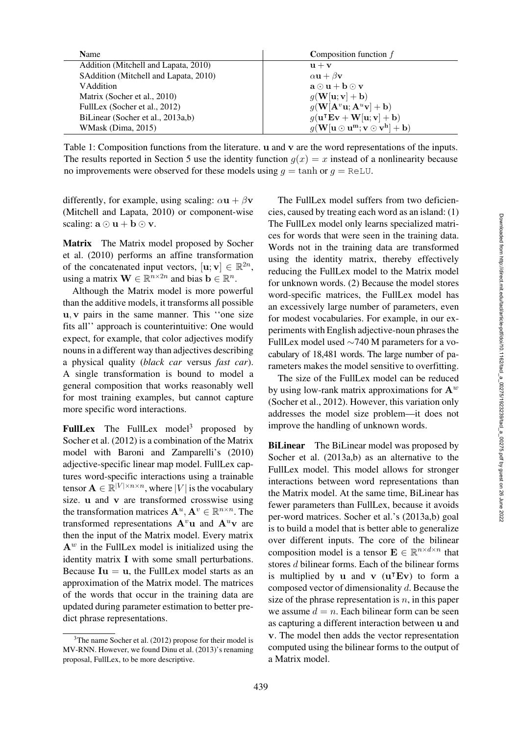| **N**ame | **C**omposition function $f$ |
|---|---|
| Addition (Mitchell and Lapata, 2010) | $\mathbf{u} + \mathbf{v}$ |
| SAddition (Mitchell and Lapata, 2010) | $\alpha\mathbf{u} + \beta\mathbf{v}$ |
| VAddition | $\mathbf{a} \odot \mathbf{u} + \mathbf{b} \odot \mathbf{v}$ |
| Matrix (Socher et al., 2010) | $g(\mathbf{W}[\mathbf{u}; \mathbf{v}] + \mathbf{b})$ |
| FullLex (Socher et al., 2012) | $g(\mathbf{W}[\mathbf{A}^v\mathbf{u}; \mathbf{A}^u\mathbf{v}] + \mathbf{b})$ |
| BiLinear (Socher et al., 2013a,b) | $g(\mathbf{u}^\intercal\mathbf{E}\mathbf{v} + \mathbf{W}[\mathbf{u}; \mathbf{v}] + \mathbf{b})$ |
| WMask (Dima, 2015) | $g(\mathbf{W}[\mathbf{u} \odot \mathbf{u^m}; \mathbf{v} \odot \mathbf{v^h}] + \mathbf{b})$ |

Table 1: Composition functions from the literature. $\mathbf{u}$ and $\mathbf{v}$ are the word representations of the inputs. The results reported in Section 5 use the identity function $g(x) = x$ instead of a nonlinearity because no improvements were observed for these models using $g = \tanh$ or $g = \texttt{ReLU}$.

differently, for example, using scaling: $\alpha\mathbf{u} + \beta\mathbf{v}$ (Mitchell and Lapata, 2010) or component-wise scaling: $\mathbf{a} \odot \mathbf{u} + \mathbf{b} \odot \mathbf{v}$.

**Matrix** The Matrix model proposed by Socher et al. (2010) performs an affine transformation of the concatenated input vectors, $[\mathbf{u}; \mathbf{v}] \in \mathbb{R}^{2n}$, using a matrix $\mathbf{W} \in \mathbb{R}^{n \times 2n}$ and bias $\mathbf{b} \in \mathbb{R}^n$.

Although the Matrix model is more powerful than the additive models, it transforms all possible $\mathbf{u}, \mathbf{v}$ pairs in the same manner. This ''one size fits all'' approach is counterintuitive: One would expect, for example, that color adjectives modify nouns in a different way than adjectives describing a physical quality (*black car* versus *fast car*). A single transformation is bound to model a general composition that works reasonably well for most training examples, but cannot capture more specific word interactions.

**FullLex** The FullLex model[3] proposed by Socher et al. (2012) is a combination of the Matrix model with Baroni and Zamparelli's (2010) adjective-specific linear map model. FullLex captures word-specific interactions using a trainable tensor $\mathbf{A} \in \mathbb{R}^{|V| \times n \times n}$, where $|V|$ is the vocabulary size. $\mathbf{u}$ and $\mathbf{v}$ are transformed crosswise using the transformation matrices $\mathbf{A}^u, \mathbf{A}^v \in \mathbb{R}^{n \times n}$. The transformed representations $\mathbf{A}^v\mathbf{u}$ and $\mathbf{A}^u\mathbf{v}$ are then the input of the Matrix model. Every matrix $\mathbf{A}^w$ in the FullLex model is initialized using the identity matrix $\mathbf{I}$ with some small perturbations. Because $\mathbf{I}\mathbf{u} = \mathbf{u}$, the FullLex model starts as an approximation of the Matrix model. The matrices of the words that occur in the training data are updated during parameter estimation to better predict phrase representations.

[3]The name Socher et al. (2012) propose for their model is MV-RNN. However, we found Dinu et al. (2013)'s renaming proposal, FullLex, to be more descriptive.

The FullLex model suffers from two deficiencies, caused by treating each word as an island: (1) The FullLex model only learns specialized matrices for words that were seen in the training data. Words not in the training data are transformed using the identity matrix, thereby effectively reducing the FullLex model to the Matrix model for unknown words. (2) Because the model stores word-specific matrices, the FullLex model has an excessively large number of parameters, even for modest vocabularies. For example, in our experiments with English adjective-noun phrases the FullLex model used ∼740 M parameters for a vocabulary of 18,481 words. The large number of parameters makes the model sensitive to overfitting.

The size of the FullLex model can be reduced by using low-rank matrix approximations for $\mathbf{A}^w$ (Socher et al., 2012). However, this variation only addresses the model size problem—it does not improve the handling of unknown words.

**BiLinear** The BiLinear model was proposed by Socher et al. (2013a,b) as an alternative to the FullLex model. This model allows for stronger interactions between word representations than the Matrix model. At the same time, BiLinear has fewer parameters than FullLex, because it avoids per-word matrices. Socher et al.'s (2013a,b) goal is to build a model that is better able to generalize over different inputs. The core of the bilinear composition model is a tensor $\mathbf{E} \in \mathbb{R}^{n \times d \times n}$ that stores $d$ bilinear forms. Each of the bilinear forms is multiplied by $\mathbf{u}$ and $\mathbf{v}$ ($\mathbf{u}^\intercal\mathbf{E}\mathbf{v}$) to form a composed vector of dimensionality $d$. Because the size of the phrase representation is $n$, in this paper we assume $d = n$. Each bilinear form can be seen as capturing a different interaction between $\mathbf{u}$ and $\mathbf{v}$. The model then adds the vector representation computed using the bilinear forms to the output of a Matrix model.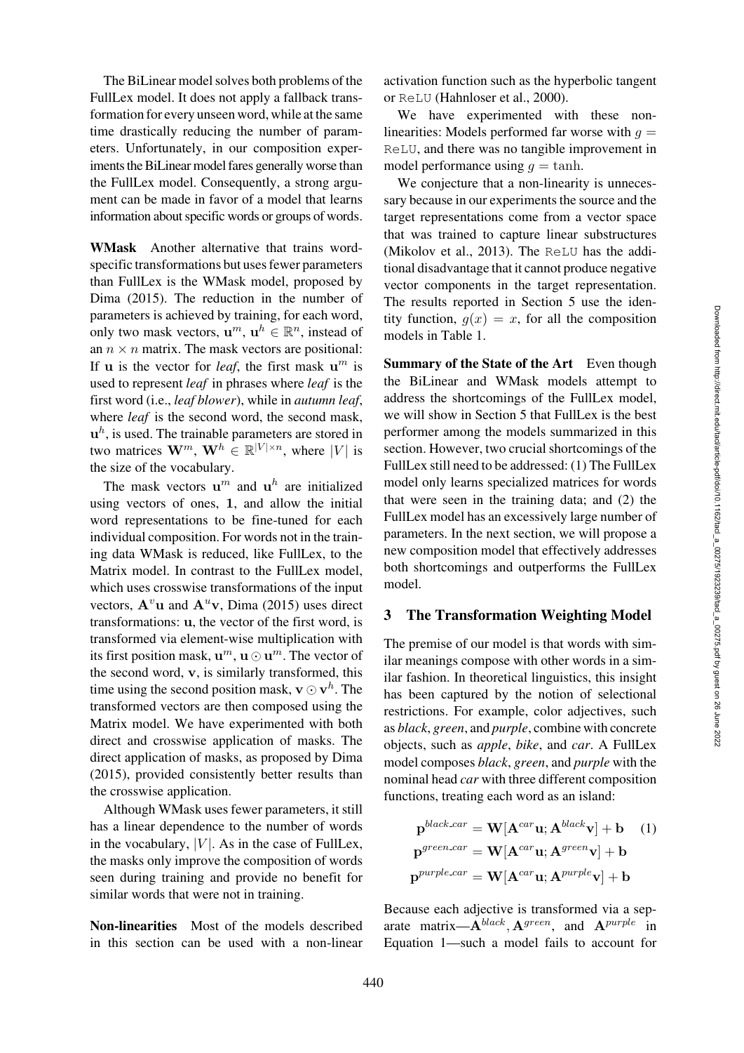The BiLinear model solves both problems of the FullLex model. It does not apply a fallback transformation for every unseen word, while at the same time drastically reducing the number of parameters. Unfortunately, in our composition experiments the BiLinear model fares generally worse than the FullLex model. Consequently, a strong argument can be made in favor of a model that learns information about specific words or groups of words.

**WMask** Another alternative that trains word-specific transformations but uses fewer parameters than FullLex is the WMask model, proposed by Dima (2015). The reduction in the number of parameters is achieved by training, for each word, only two mask vectors, $\mathbf{u}^m, \mathbf{u}^h \in \mathbb{R}^n$, instead of an $n \times n$ matrix. The mask vectors are positional: If $\mathbf{u}$ is the vector for *leaf*, the first mask $\mathbf{u}^m$ is used to represent *leaf* in phrases where *leaf* is the first word (i.e., *leaf blower*), while in *autumn leaf*, where *leaf* is the second word, the second mask, $\mathbf{u}^h$, is used. The trainable parameters are stored in two matrices $\mathbf{W}^m, \mathbf{W}^h \in \mathbb{R}^{|V| \times n}$, where $|V|$ is the size of the vocabulary.

The mask vectors $\mathbf{u}^m$ and $\mathbf{u}^h$ are initialized using vectors of ones, $\mathbf{1}$, and allow the initial word representations to be fine-tuned for each individual composition. For words not in the training data WMask is reduced, like FullLex, to the Matrix model. In contrast to the FullLex model, which uses crosswise transformations of the input vectors, $\mathbf{A}^v\mathbf{u}$ and $\mathbf{A}^u\mathbf{v}$, Dima (2015) uses direct transformations: $\mathbf{u}$, the vector of the first word, is transformed via element-wise multiplication with its first position mask, $\mathbf{u}^m$, $\mathbf{u} \odot \mathbf{u}^m$. The vector of the second word, $\mathbf{v}$, is similarly transformed, this time using the second position mask, $\mathbf{v} \odot \mathbf{v}^h$. The transformed vectors are then composed using the Matrix model. We have experimented with both direct and crosswise application of masks. The direct application of masks, as proposed by Dima (2015), provided consistently better results than the crosswise application.

Although WMask uses fewer parameters, it still has a linear dependence to the number of words in the vocabulary, $|V|$. As in the case of FullLex, the masks only improve the composition of words seen during training and provide no benefit for similar words that were not in training.

**Non-linearities** Most of the models described in this section can be used with a non-linear activation function such as the hyperbolic tangent or `ReLU` (Hahnloser et al., 2000).

We have experimented with these non-linearities: Models performed far worse with $g =$ `ReLU`, and there was no tangible improvement in model performance using $g = \tanh$.

We conjecture that a non-linearity is unnecessary because in our experiments the source and the target representations come from a vector space that was trained to capture linear substructures (Mikolov et al., 2013). The `ReLU` has the additional disadvantage that it cannot produce negative vector components in the target representation. The results reported in Section 5 use the identity function, $g(x) = x$, for all the composition models in Table 1.

**Summary of the State of the Art** Even though the BiLinear and WMask models attempt to address the shortcomings of the FullLex model, we will show in Section 5 that FullLex is the best performer among the models summarized in this section. However, two crucial shortcomings of the FullLex still need to be addressed: (1) The FullLex model only learns specialized matrices for words that were seen in the training data; and (2) the FullLex model has an excessively large number of parameters. In the next section, we will propose a new composition model that effectively addresses both shortcomings and outperforms the FullLex model.

## 3 The Transformation Weighting Model

The premise of our model is that words with similar meanings compose with other words in a similar fashion. In theoretical linguistics, this insight has been captured by the notion of selectional restrictions. For example, color adjectives, such as *black*, *green*, and *purple*, combine with concrete objects, such as *apple*, *bike*, and *car*. A FullLex model composes *black*, *green*, and *purple* with the nominal head *car* with three different composition functions, treating each word as an island:

$$
\begin{aligned}
\mathbf{p}^{black\_car} &= \mathbf{W}[\mathbf{A}^{car}\mathbf{u}; \mathbf{A}^{black}\mathbf{v}] + \mathbf{b} \quad (1) \\
\mathbf{p}^{green\_car} &= \mathbf{W}[\mathbf{A}^{car}\mathbf{u}; \mathbf{A}^{green}\mathbf{v}] + \mathbf{b} \\
\mathbf{p}^{purple\_car} &= \mathbf{W}[\mathbf{A}^{car}\mathbf{u}; \mathbf{A}^{purple}\mathbf{v}] + \mathbf{b}
\end{aligned}
$$

Because each adjective is transformed via a separate matrix—$\mathbf{A}^{black}, \mathbf{A}^{green}$, and $\mathbf{A}^{purple}$ in Equation 1—such a model fails to account for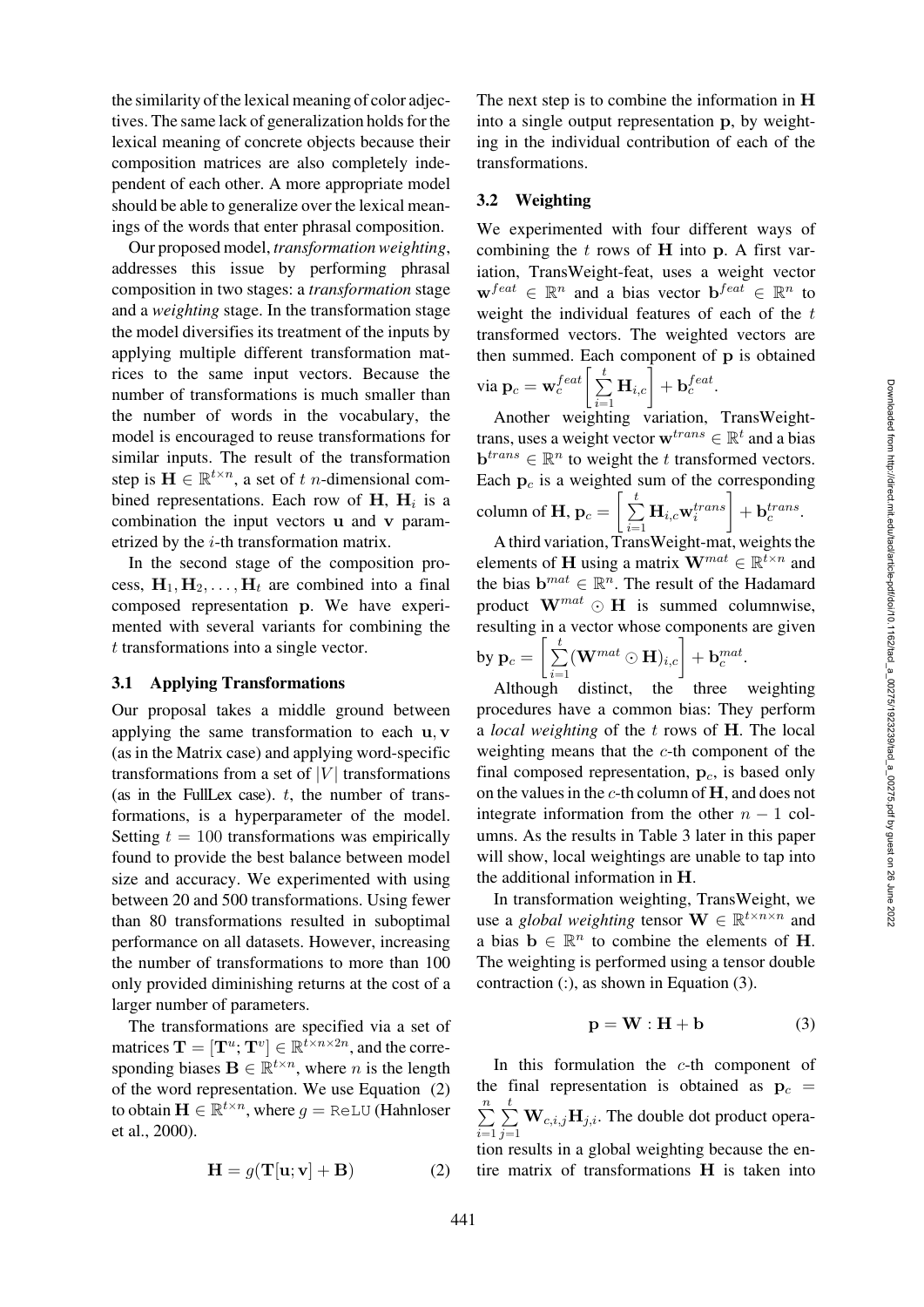the similarity of the lexical meaning of color adjectives. The same lack of generalization holds for the lexical meaning of concrete objects because their composition matrices are also completely independent of each other. A more appropriate model should be able to generalize over the lexical meanings of the words that enter phrasal composition.

Our proposed model, *transformation weighting*, addresses this issue by performing phrasal composition in two stages: a *transformation* stage and a *weighting* stage. In the transformation stage the model diversifies its treatment of the inputs by applying multiple different transformation matrices to the same input vectors. Because the number of transformations is much smaller than the number of words in the vocabulary, the model is encouraged to reuse transformations for similar inputs. The result of the transformation step is $\mathbf{H} \in \mathbb{R}^{t \times n}$, a set of $t$ $n$-dimensional combined representations. Each row of $\mathbf{H}$, $\mathbf{H}_i$ is a combination the input vectors $\mathbf{u}$ and $\mathbf{v}$ parametrized by the $i$-th transformation matrix.

In the second stage of the composition process, $\mathbf{H}_1, \mathbf{H}_2, \ldots, \mathbf{H}_t$ are combined into a final composed representation $\mathbf{p}$. We have experimented with several variants for combining the $t$ transformations into a single vector.

### 3.1 Applying Transformations

Our proposal takes a middle ground between applying the same transformation to each $\mathbf{u}, \mathbf{v}$ (as in the Matrix case) and applying word-specific transformations from a set of $|V|$ transformations (as in the FullLex case). $t$, the number of transformations, is a hyperparameter of the model. Setting $t = 100$ transformations was empirically found to provide the best balance between model size and accuracy. We experimented with using between 20 and 500 transformations. Using fewer than 80 transformations resulted in suboptimal performance on all datasets. However, increasing the number of transformations to more than 100 only provided diminishing returns at the cost of a larger number of parameters.

The transformations are specified via a set of matrices $\mathbf{T} = [\mathbf{T}^u; \mathbf{T}^v] \in \mathbb{R}^{t \times n \times 2n}$, and the corresponding biases $\mathbf{B} \in \mathbb{R}^{t \times n}$, where $n$ is the length of the word representation. We use Equation (2) to obtain $\mathbf{H} \in \mathbb{R}^{t \times n}$, where $g = \texttt{ReLU}$ (Hahnloser et al., 2000).

$$\mathbf{H} = g(\mathbf{T}[\mathbf{u}; \mathbf{v}] + \mathbf{B}) \tag{2}$$

The next step is to combine the information in $\mathbf{H}$ into a single output representation $\mathbf{p}$, by weighting in the individual contribution of each of the transformations.

### 3.2 Weighting

We experimented with four different ways of combining the $t$ rows of $\mathbf{H}$ into $\mathbf{p}$. A first variation, TransWeight-feat, uses a weight vector $\mathbf{w}^{feat} \in \mathbb{R}^n$ and a bias vector $\mathbf{b}^{feat} \in \mathbb{R}^n$ to weight the individual features of each of the $t$ transformed vectors. The weighted vectors are then summed. Each component of $\mathbf{p}$ is obtained via $\mathbf{p}_c = \mathbf{w}_c^{feat}\left[\sum_{i=1}^{t} \mathbf{H}_{i,c}\right] + \mathbf{b}_c^{feat}$.

Another weighting variation, TransWeight-trans, uses a weight vector $\mathbf{w}^{trans} \in \mathbb{R}^t$ and a bias $\mathbf{b}^{trans} \in \mathbb{R}^n$ to weight the $t$ transformed vectors. Each $\mathbf{p}_c$ is a weighted sum of the corresponding column of $\mathbf{H}$, $\mathbf{p}_c = \left[\sum_{i=1}^{t} \mathbf{H}_{i,c}\mathbf{w}_i^{trans}\right] + \mathbf{b}_c^{trans}$.

A third variation, TransWeight-mat, weights the elements of $\mathbf{H}$ using a matrix $\mathbf{W}^{mat} \in \mathbb{R}^{t \times n}$ and the bias $\mathbf{b}^{mat} \in \mathbb{R}^n$. The result of the Hadamard product $\mathbf{W}^{mat} \odot \mathbf{H}$ is summed columnwise, resulting in a vector whose components are given by $\mathbf{p}_c = \left[\sum_{i=1}^{t} (\mathbf{W}^{mat} \odot \mathbf{H})_{i,c}\right] + \mathbf{b}_c^{mat}$.

Although distinct, the three weighting procedures have a common bias: They perform a *local weighting* of the $t$ rows of $\mathbf{H}$. The local weighting means that the $c$-th component of the final composed representation, $\mathbf{p}_c$, is based only on the values in the $c$-th column of $\mathbf{H}$, and does not integrate information from the other $n-1$ columns. As the results in Table 3 later in this paper will show, local weightings are unable to tap into the additional information in $\mathbf{H}$.

In transformation weighting, TransWeight, we use a *global weighting* tensor $\mathbf{W} \in \mathbb{R}^{t \times n \times n}$ and a bias $\mathbf{b} \in \mathbb{R}^n$ to combine the elements of $\mathbf{H}$. The weighting is performed using a tensor double contraction (:), as shown in Equation (3).

$$\mathbf{p} = \mathbf{W} : \mathbf{H} + \mathbf{b} \tag{3}$$

In this formulation the $c$-th component of the final representation is obtained as $\mathbf{p}_c = \sum_{i=1}^{n}\sum_{j=1}^{t} \mathbf{W}_{c,i,j}\mathbf{H}_{j,i}$. The double dot product operation results in a global weighting because the entire matrix of transformations $\mathbf{H}$ is taken into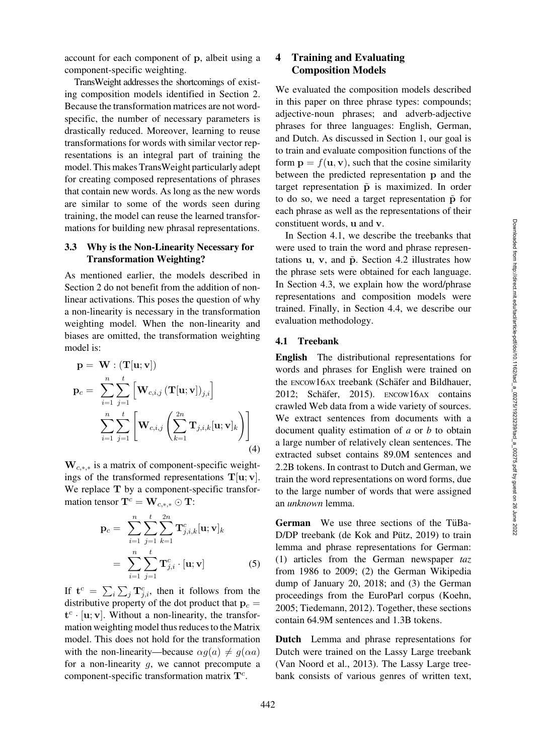account for each component of $\mathbf{p}$, albeit using a component-specific weighting.

TransWeight addresses the shortcomings of existing composition models identified in Section 2. Because the transformation matrices are not word-specific, the number of necessary parameters is drastically reduced. Moreover, learning to reuse transformations for words with similar vector representations is an integral part of training the model. This makes TransWeight particularly adept for creating composed representations of phrases that contain new words. As long as the new words are similar to some of the words seen during training, the model can reuse the learned transformations for building new phrasal representations.

### 3.3 Why is the Non-Linearity Necessary for Transformation Weighting?

As mentioned earlier, the models described in Section 2 do not benefit from the addition of non-linear activations. This poses the question of why a non-linearity is necessary in the transformation weighting model. When the non-linearity and biases are omitted, the transformation weighting model is:

$$
\begin{aligned}
\mathbf{p} &= \mathbf{W} : (\mathbf{T}[\mathbf{u};\mathbf{v}]) \\
\mathbf{p}_c &= \sum_{i=1}^{n}\sum_{j=1}^{t}\left[\mathbf{W}_{c,i,j}\left(\mathbf{T}[\mathbf{u};\mathbf{v}]\right)_{j,i}\right] \\
&\sum_{i=1}^{n}\sum_{j=1}^{t}\left[\mathbf{W}_{c,i,j}\left(\sum_{k=1}^{2n}\mathbf{T}_{j,i,k}[\mathbf{u};\mathbf{v}]_k\right)\right]
\end{aligned}
\tag{4}
$$

$\mathbf{W}_{c,*,*}$ is a matrix of component-specific weightings of the transformed representations $\mathbf{T}[\mathbf{u};\mathbf{v}]$. We replace $\mathbf{T}$ by a component-specific transformation tensor $\mathbf{T}^c = \mathbf{W}_{c,*,*} \odot \mathbf{T}$:

$$
\begin{aligned}
\mathbf{p}_c &= \sum_{i=1}^{n}\sum_{j=1}^{t}\sum_{k=1}^{2n}\mathbf{T}^c_{j,i,k}[\mathbf{u};\mathbf{v}]_k \\
&= \sum_{i=1}^{n}\sum_{j=1}^{t}\mathbf{T}^c_{j,i}\cdot[\mathbf{u};\mathbf{v}]
\end{aligned}
\tag{5}
$$

If $\mathbf{t}^c = \sum_i \sum_j \mathbf{T}^c_{j,i}$, then it follows from the distributive property of the dot product that $\mathbf{p}_c = \mathbf{t}^c \cdot [\mathbf{u};\mathbf{v}]$. Without a non-linearity, the transformation weighting model thus reduces to the Matrix model. This does not hold for the transformation with the non-linearity—because $\alpha g(a) \neq g(\alpha a)$ for a non-linearity $g$, we cannot precompute a component-specific transformation matrix $\mathbf{T}^c$.

## 4 Training and Evaluating Composition Models

We evaluated the composition models described in this paper on three phrase types: compounds; adjective-noun phrases; and adverb-adjective phrases for three languages: English, German, and Dutch. As discussed in Section 1, our goal is to train and evaluate composition functions of the form $\mathbf{p} = f(\mathbf{u},\mathbf{v})$, such that the cosine similarity between the predicted representation $\mathbf{p}$ and the target representation $\tilde{\mathbf{p}}$ is maximized. In order to do so, we need a target representation $\tilde{\mathbf{p}}$ for each phrase as well as the representations of their constituent words, $\mathbf{u}$ and $\mathbf{v}$.

In Section 4.1, we describe the treebanks that were used to train the word and phrase representations $\mathbf{u}$, $\mathbf{v}$, and $\tilde{\mathbf{p}}$. Section 4.2 illustrates how the phrase sets were obtained for each language. In Section 4.3, we explain how the word/phrase representations and composition models were trained. Finally, in Section 4.4, we describe our evaluation methodology.

### 4.1 Treebank

**English** The distributional representations for words and phrases for English were trained on the ENCOW16AX treebank (Schäfer and Bildhauer, 2012; Schäfer, 2015). ENCOW16AX contains crawled Web data from a wide variety of sources. We extract sentences from documents with a document quality estimation of *a* or *b* to obtain a large number of relatively clean sentences. The extracted subset contains 89.0M sentences and 2.2B tokens. In contrast to Dutch and German, we train the word representations on word forms, due to the large number of words that were assigned an *unknown* lemma.

**German** We use three sections of the TüBa-D/DP treebank (de Kok and Pütz, 2019) to train lemma and phrase representations for German: (1) articles from the German newspaper *taz* from 1986 to 2009; (2) the German Wikipedia dump of January 20, 2018; and (3) the German proceedings from the EuroParl corpus (Koehn, 2005; Tiedemann, 2012). Together, these sections contain 64.9M sentences and 1.3B tokens.

**Dutch** Lemma and phrase representations for Dutch were trained on the Lassy Large treebank (Van Noord et al., 2013). The Lassy Large treebank consists of various genres of written text,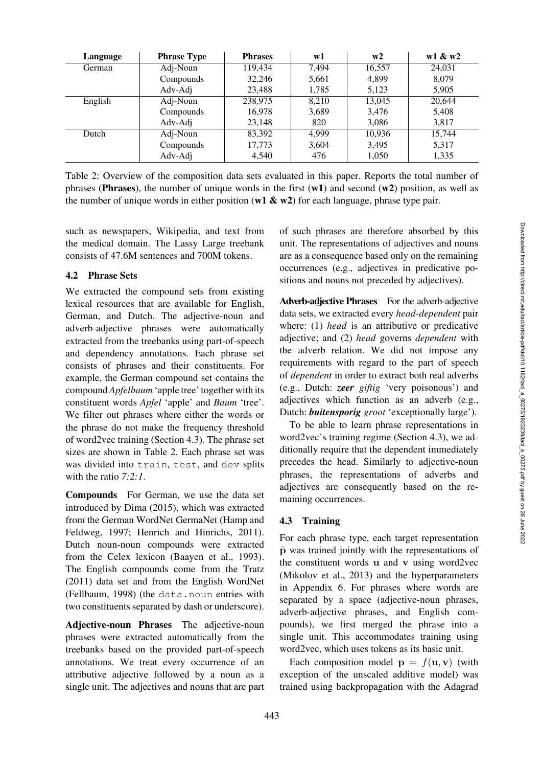| Language | Phrase Type | Phrases | w1 | w2 | w1 & w2 |
|---|---|---|---|---|---|
| German | Adj-Noun | 119,434 | 7,494 | 16,557 | 24,031 |
| | Compounds | 32,246 | 5,661 | 4,899 | 8,079 |
| | Adv-Adj | 23,488 | 1,785 | 5,123 | 5,905 |
| English | Adj-Noun | 238,975 | 8,210 | 13,045 | 20,644 |
| | Compounds | 16,978 | 3,689 | 3,476 | 5,408 |
| | Adv-Adj | 23,148 | 820 | 3,086 | 3,817 |
| Dutch | Adj-Noun | 83,392 | 4,999 | 10,936 | 15,744 |
| | Compounds | 17,773 | 3,604 | 3,495 | 5,317 |
| | Adv-Adj | 4,540 | 476 | 1,050 | 1,335 |

Table 2: Overview of the composition data sets evaluated in this paper. Reports the total number of phrases (**Phrases**), the number of unique words in the first (**w1**) and second (**w2**) position, as well as the number of unique words in either position (**w1 & w2**) for each language, phrase type pair.

such as newspapers, Wikipedia, and text from the medical domain. The Lassy Large treebank consists of 47.6M sentences and 700M tokens.

### 4.2 Phrase Sets

We extracted the compound sets from existing lexical resources that are available for English, German, and Dutch. The adjective-noun and adverb-adjective phrases were automatically extracted from the treebanks using part-of-speech and dependency annotations. Each phrase set consists of phrases and their constituents. For example, the German compound set contains the compound *Apfelbaum* 'apple tree' together with its constituent words *Apfel* 'apple' and *Baum* 'tree'. We filter out phrases where either the words or the phrase do not make the frequency threshold of word2vec training (Section 4.3). The phrase set sizes are shown in Table 2. Each phrase set was was divided into `train`, `test`, and `dev` splits with the ratio *7:2:1*.

**Compounds** For German, we use the data set introduced by Dima (2015), which was extracted from the German WordNet GermaNet (Hamp and Feldweg, 1997; Henrich and Hinrichs, 2011). Dutch noun-noun compounds were extracted from the Celex lexicon (Baayen et al., 1993). The English compounds come from the Tratz (2011) data set and from the English WordNet (Fellbaum, 1998) (the `data.noun` entries with two constituents separated by dash or underscore).

**Adjective-noun Phrases** The adjective-noun phrases were extracted automatically from the treebanks based on the provided part-of-speech annotations. We treat every occurrence of an attributive adjective followed by a noun as a single unit. The adjectives and nouns that are part of such phrases are therefore absorbed by this unit. The representations of adjectives and nouns are as a consequence based only on the remaining occurrences (e.g., adjectives in predicative positions and nouns not preceded by adjectives).

**Adverb-adjective Phrases** For the adverb-adjective data sets, we extracted every *head-dependent* pair where: (1) *head* is an attributive or predicative adjective; and (2) *head* governs *dependent* with the adverb relation. We did not impose any requirements with regard to the part of speech of *dependent* in order to extract both real adverbs (e.g., Dutch: ***zeer*** *giftig* 'very poisonous') and adjectives which function as an adverb (e.g., Dutch: ***buitensporig*** *groot* 'exceptionally large').

To be able to learn phrase representations in word2vec's training regime (Section 4.3), we additionally require that the dependent immediately precedes the head. Similarly to adjective-noun phrases, the representations of adverbs and adjectives are consequently based on the remaining occurrences.

### 4.3 Training

For each phrase type, each target representation $\tilde{\mathbf{p}}$ was trained jointly with the representations of the constituent words $\mathbf{u}$ and $\mathbf{v}$ using word2vec (Mikolov et al., 2013) and the hyperparameters in Appendix 6. For phrases where words are separated by a space (adjective-noun phrases, adverb-adjective phrases, and English compounds), we first merged the phrase into a single unit. This accommodates training using word2vec, which uses tokens as its basic unit.

Each composition model $\mathbf{p} = f(\mathbf{u}, \mathbf{v})$ (with exception of the unscaled additive model) was trained using backpropagation with the Adagrad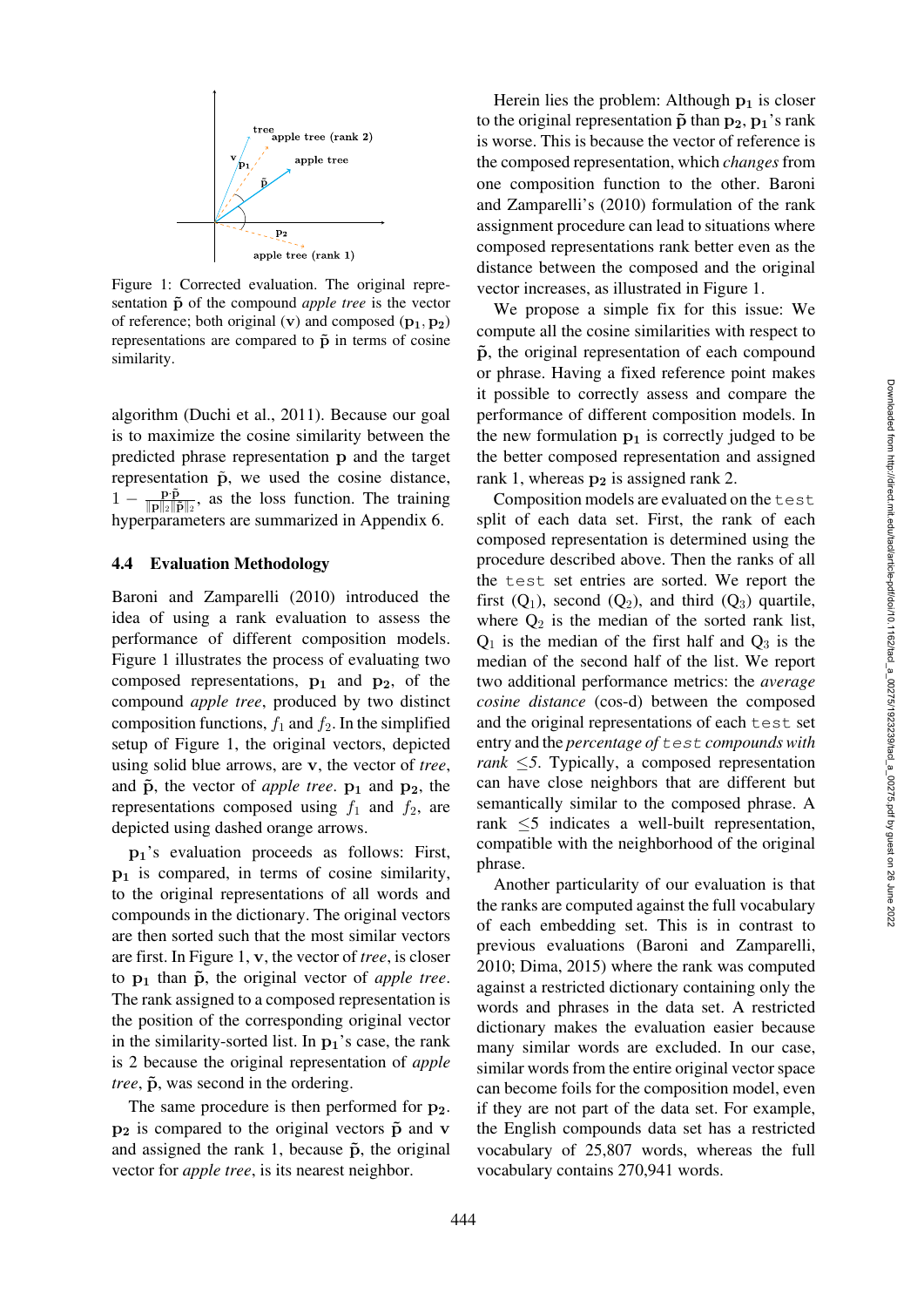Figure 1: Corrected evaluation. The original representation $\tilde{\mathbf{p}}$ of the compound *apple tree* is the vector of reference; both original ($\mathbf{v}$) and composed ($\mathbf{p_1}, \mathbf{p_2}$) representations are compared to $\tilde{\mathbf{p}}$ in terms of cosine similarity.

algorithm (Duchi et al., 2011). Because our goal is to maximize the cosine similarity between the predicted phrase representation $\mathbf{p}$ and the target representation $\tilde{\mathbf{p}}$, we used the cosine distance, $1 - \frac{\mathbf{p} \cdot \tilde{\mathbf{p}}}{\|\mathbf{p}\|_2 \|\tilde{\mathbf{p}}\|_2}$, as the loss function. The training hyperparameters are summarized in Appendix 6.

### 4.4 Evaluation Methodology

Baroni and Zamparelli (2010) introduced the idea of using a rank evaluation to assess the performance of different composition models. Figure 1 illustrates the process of evaluating two composed representations, $\mathbf{p_1}$ and $\mathbf{p_2}$, of the compound *apple tree*, produced by two distinct composition functions, $f_1$ and $f_2$. In the simplified setup of Figure 1, the original vectors, depicted using solid blue arrows, are $\mathbf{v}$, the vector of *tree*, and $\tilde{\mathbf{p}}$, the vector of *apple tree*. $\mathbf{p_1}$ and $\mathbf{p_2}$, the representations composed using $f_1$ and $f_2$, are depicted using dashed orange arrows.

$\mathbf{p_1}$'s evaluation proceeds as follows: First, $\mathbf{p_1}$ is compared, in terms of cosine similarity, to the original representations of all words and compounds in the dictionary. The original vectors are then sorted such that the most similar vectors are first. In Figure 1, $\mathbf{v}$, the vector of *tree*, is closer to $\mathbf{p_1}$ than $\tilde{\mathbf{p}}$, the original vector of *apple tree*. The rank assigned to a composed representation is the position of the corresponding original vector in the similarity-sorted list. In $\mathbf{p_1}$'s case, the rank is 2 because the original representation of *apple tree*, $\tilde{\mathbf{p}}$, was second in the ordering.

The same procedure is then performed for $\mathbf{p_2}$. $\mathbf{p_2}$ is compared to the original vectors $\tilde{\mathbf{p}}$ and $\mathbf{v}$ and assigned the rank 1, because $\tilde{\mathbf{p}}$, the original vector for *apple tree*, is its nearest neighbor.

Herein lies the problem: Although $\mathbf{p_1}$ is closer to the original representation $\tilde{\mathbf{p}}$ than $\mathbf{p_2}$, $\mathbf{p_1}$'s rank is worse. This is because the vector of reference is the composed representation, which *changes* from one composition function to the other. Baroni and Zamparelli's (2010) formulation of the rank assignment procedure can lead to situations where composed representations rank better even as the distance between the composed and the original vector increases, as illustrated in Figure 1.

We propose a simple fix for this issue: We compute all the cosine similarities with respect to $\tilde{\mathbf{p}}$, the original representation of each compound or phrase. Having a fixed reference point makes it possible to correctly assess and compare the performance of different composition models. In the new formulation $\mathbf{p_1}$ is correctly judged to be the better composed representation and assigned rank 1, whereas $\mathbf{p_2}$ is assigned rank 2.

Composition models are evaluated on the `test` split of each data set. First, the rank of each composed representation is determined using the procedure described above. Then the ranks of all the `test` set entries are sorted. We report the first ($Q_1$), second ($Q_2$), and third ($Q_3$) quartile, where $Q_2$ is the median of the sorted rank list, $Q_1$ is the median of the first half and $Q_3$ is the median of the second half of the list. We report two additional performance metrics: the *average cosine distance* (cos-d) between the composed and the original representations of each `test` set entry and the *percentage of* `test` *compounds with rank* $\leq 5$. Typically, a composed representation can have close neighbors that are different but semantically similar to the composed phrase. A rank $\leq 5$ indicates a well-built representation, compatible with the neighborhood of the original phrase.

Another particularity of our evaluation is that the ranks are computed against the full vocabulary of each embedding set. This is in contrast to previous evaluations (Baroni and Zamparelli, 2010; Dima, 2015) where the rank was computed against a restricted dictionary containing only the words and phrases in the data set. A restricted dictionary makes the evaluation easier because many similar words are excluded. In our case, similar words from the entire original vector space can become foils for the composition model, even if they are not part of the data set. For example, the English compounds data set has a restricted vocabulary of 25,807 words, whereas the full vocabulary contains 270,941 words.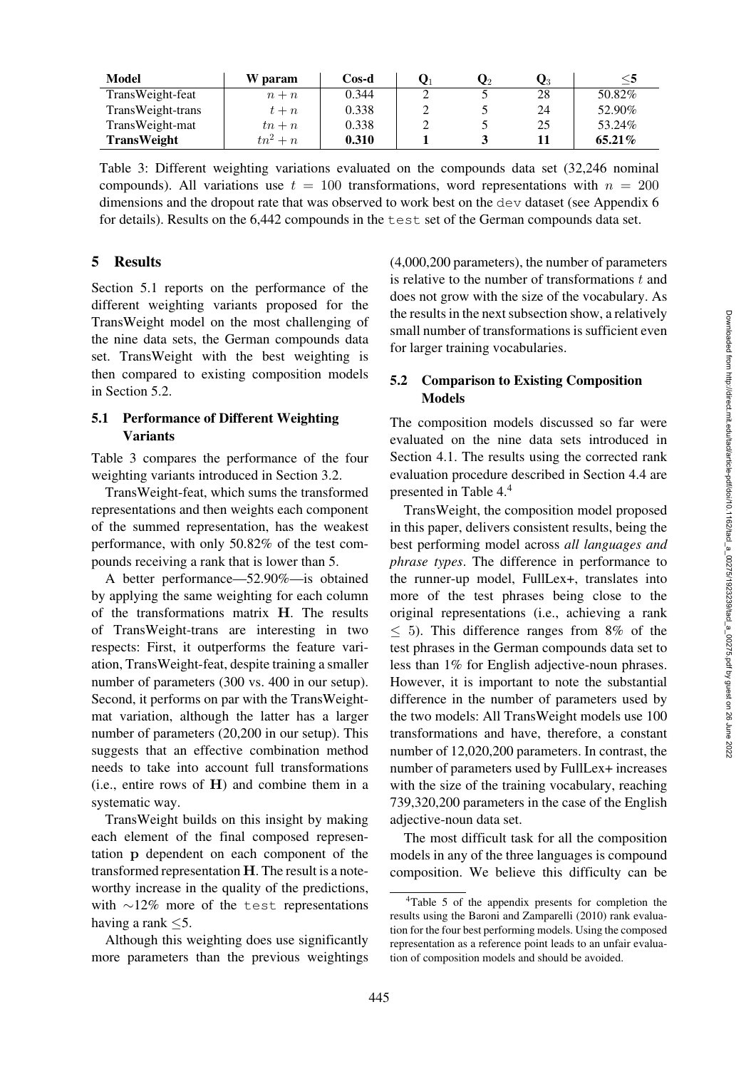| Model | W param | Cos-d | $\mathbf{Q}_1$ | $\mathbf{Q}_2$ | $\mathbf{Q}_3$ | $\leq$5 |
|---|---|---|---|---|---|---|
| TransWeight-feat | $n + n$ | 0.344 | 2 | 5 | 28 | 50.82% |
| TransWeight-trans | $t + n$ | 0.338 | 2 | 5 | 24 | 52.90% |
| TransWeight-mat | $tn + n$ | 0.338 | 2 | 5 | 25 | 53.24% |
| **TransWeight** | $tn^2 + n$ | **0.310** | **1** | **3** | **11** | **65.21%** |

Table 3: Different weighting variations evaluated on the compounds data set (32,246 nominal compounds). All variations use $t = 100$ transformations, word representations with $n = 200$ dimensions and the dropout rate that was observed to work best on the `dev` dataset (see Appendix 6 for details). Results on the 6,442 compounds in the `test` set of the German compounds data set.

## 5 Results

Section 5.1 reports on the performance of the different weighting variants proposed for the TransWeight model on the most challenging of the nine data sets, the German compounds data set. TransWeight with the best weighting is then compared to existing composition models in Section 5.2.

### 5.1 Performance of Different Weighting Variants

Table 3 compares the performance of the four weighting variants introduced in Section 3.2.

TransWeight-feat, which sums the transformed representations and then weights each component of the summed representation, has the weakest performance, with only 50.82% of the test compounds receiving a rank that is lower than 5.

A better performance—52.90%—is obtained by applying the same weighting for each column of the transformations matrix $\mathbf{H}$. The results of TransWeight-trans are interesting in two respects: First, it outperforms the feature variation, TransWeight-feat, despite training a smaller number of parameters (300 vs. 400 in our setup). Second, it performs on par with the TransWeight-mat variation, although the latter has a larger number of parameters (20,200 in our setup). This suggests that an effective combination method needs to take into account full transformations (i.e., entire rows of $\mathbf{H}$) and combine them in a systematic way.

TransWeight builds on this insight by making each element of the final composed representation $\mathbf{p}$ dependent on each component of the transformed representation $\mathbf{H}$. The result is a noteworthy increase in the quality of the predictions, with $\sim$12% more of the `test` representations having a rank $\leq$5.

Although this weighting does use significantly more parameters than the previous weightings (4,000,200 parameters), the number of parameters is relative to the number of transformations $t$ and does not grow with the size of the vocabulary. As the results in the next subsection show, a relatively small number of transformations is sufficient even for larger training vocabularies.

### 5.2 Comparison to Existing Composition Models

The composition models discussed so far were evaluated on the nine data sets introduced in Section 4.1. The results using the corrected rank evaluation procedure described in Section 4.4 are presented in Table 4.[4]

TransWeight, the composition model proposed in this paper, delivers consistent results, being the best performing model across *all languages and phrase types*. The difference in performance to the runner-up model, FullLex+, translates into more of the test phrases being close to the original representations (i.e., achieving a rank $\leq$ 5). This difference ranges from 8% of the test phrases in the German compounds data set to less than 1% for English adjective-noun phrases. However, it is important to note the substantial difference in the number of parameters used by the two models: All TransWeight models use 100 transformations and have, therefore, a constant number of 12,020,200 parameters. In contrast, the number of parameters used by FullLex+ increases with the size of the training vocabulary, reaching 739,320,200 parameters in the case of the English adjective-noun data set.

The most difficult task for all the composition models in any of the three languages is compound composition. We believe this difficulty can be

[4]Table 5 of the appendix presents for completion the results using the Baroni and Zamparelli (2010) rank evaluation for the four best performing models. Using the composed representation as a reference point leads to an unfair evaluation of composition models and should be avoided.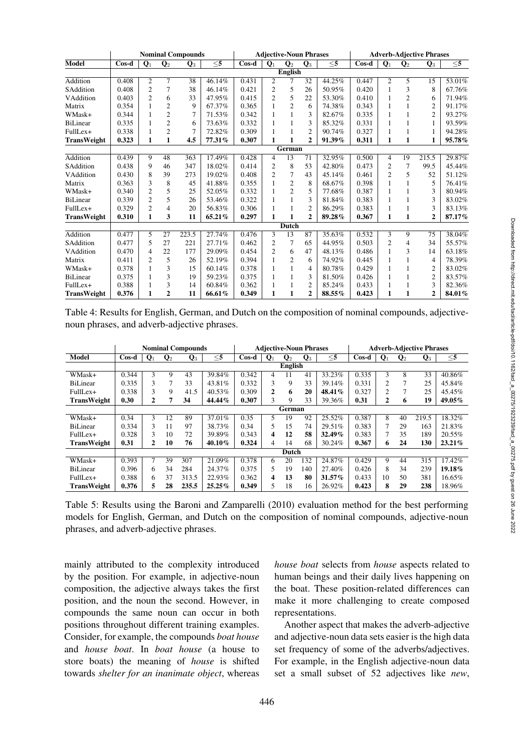| Model | Nominal Compounds | | | | | Adjective-Noun Phrases | | | | | Adverb-Adjective Phrases | | | | |
|---|---|---|---|---|---|---|---|---|---|---|---|---|---|---|---|
| | Cos-d | $Q_1$ | $Q_2$ | $Q_3$ | ≤5 | Cos-d | $Q_1$ | $Q_2$ | $Q_3$ | ≤5 | Cos-d | $Q_1$ | $Q_2$ | $Q_3$ | ≤5 |
| | **English** | | | | | | | | | | | | | | |
| Addition | 0.408 | 2 | 7 | 38 | 46.14% | 0.431 | 2 | 7 | 32 | 44.25% | 0.447 | 2 | 5 | 15 | 53.01% |
| SAddition | 0.408 | 2 | 7 | 38 | 46.14% | 0.421 | 2 | 5 | 26 | 50.95% | 0.420 | 1 | 3 | 8 | 67.76% |
| VAddition | 0.403 | 2 | 6 | 33 | 47.95% | 0.415 | 2 | 5 | 22 | 53.30% | 0.410 | 1 | 2 | 6 | 71.94% |
| Matrix | 0.354 | 1 | 2 | 9 | 67.37% | 0.365 | 1 | 2 | 6 | 74.38% | 0.343 | 1 | 1 | 2 | 91.17% |
| WMask+ | 0.344 | 1 | 2 | 7 | 71.53% | 0.342 | 1 | 1 | 3 | 82.67% | 0.335 | 1 | 1 | 2 | 93.27% |
| BiLinear | 0.335 | 1 | 2 | 6 | 73.63% | 0.332 | 1 | 1 | 3 | 85.32% | 0.331 | 1 | 1 | 1 | 93.59% |
| FullLex+ | 0.338 | 1 | 2 | 7 | 72.82% | 0.309 | 1 | 1 | 2 | 90.74% | 0.327 | 1 | 1 | 1 | 94.28% |
| **TransWeight** | **0.323** | **1** | **1** | **4.5** | **77.31%** | **0.307** | **1** | **1** | **2** | **91.39%** | **0.311** | **1** | **1** | **1** | **95.78%** |
| | **German** | | | | | | | | | | | | | | |
| Addition | 0.439 | 9 | 48 | 363 | 17.49% | 0.428 | 4 | 13 | 71 | 32.95% | 0.500 | 4 | 19 | 215.5 | 29.87% |
| SAddition | 0.438 | 9 | 46 | 347 | 18.02% | 0.414 | 2 | 8 | 53 | 42.80% | 0.473 | 2 | 7 | 99.5 | 45.44% |
| VAddition | 0.430 | 8 | 39 | 273 | 19.02% | 0.408 | 2 | 7 | 43 | 45.14% | 0.461 | 2 | 5 | 52 | 51.12% |
| Matrix | 0.363 | 3 | 8 | 45 | 41.88% | 0.355 | 1 | 2 | 8 | 68.67% | 0.398 | 1 | 1 | 5 | 76.41% |
| WMask+ | 0.340 | 2 | 5 | 25 | 52.05% | 0.332 | 1 | 2 | 5 | 77.68% | 0.387 | 1 | 1 | 3 | 80.94% |
| BiLinear | 0.339 | 2 | 5 | 26 | 53.46% | 0.322 | 1 | 1 | 3 | 81.84% | 0.383 | 1 | 1 | 3 | 83.02% |
| FullLex+ | 0.329 | 2 | 4 | 20 | 56.83% | 0.306 | 1 | 1 | 2 | 86.29% | 0.383 | 1 | 1 | 3 | 83.13% |
| **TransWeight** | **0.310** | **1** | **3** | **11** | **65.21%** | **0.297** | **1** | **1** | **2** | **89.28%** | **0.367** | **1** | **1** | **2** | **87.17%** |
| | **Dutch** | | | | | | | | | | | | | | |
| Addition | 0.477 | 5 | 27 | 223.5 | 27.74% | 0.476 | 3 | 13 | 87 | 35.63% | 0.532 | 3 | 9 | 75 | 38.04% |
| SAddition | 0.477 | 5 | 27 | 221 | 27.71% | 0.462 | 2 | 7 | 65 | 44.95% | 0.503 | 2 | 4 | 34 | 55.57% |
| VAddition | 0.470 | 4 | 22 | 177 | 29.09% | 0.454 | 2 | 6 | 47 | 48.13% | 0.486 | 1 | 3 | 14 | 63.18% |
| Matrix | 0.411 | 2 | 5 | 26 | 52.19% | 0.394 | 1 | 2 | 6 | 74.92% | 0.445 | 1 | 1 | 4 | 78.39% |
| WMask+ | 0.378 | 1 | 3 | 15 | 60.14% | 0.378 | 1 | 1 | 4 | 80.78% | 0.429 | 1 | 1 | 2 | 83.02% |
| BiLinear | 0.375 | 1 | 3 | 19 | 59.23% | 0.375 | 1 | 1 | 3 | 81.50% | 0.426 | 1 | 1 | 2 | 83.57% |
| FullLex+ | 0.388 | 1 | 3 | 14 | 60.84% | 0.362 | 1 | 1 | 2 | 85.24% | 0.433 | 1 | 1 | 3 | 82.36% |
| **TransWeight** | **0.376** | **1** | **2** | **11** | **66.61%** | **0.349** | **1** | **1** | **2** | **88.55%** | **0.423** | **1** | **1** | **2** | **84.01%** |

Table 4: Results for English, German, and Dutch on the composition of nominal compounds, adjective-noun phrases, and adverb-adjective phrases.

| Model | Nominal Compounds | | | | | Adjective-Noun Phrases | | | | | Adverb-Adjective Phrases | | | | |
|---|---|---|---|---|---|---|---|---|---|---|---|---|---|---|---|
| | Cos-d | $Q_1$ | $Q_2$ | $Q_3$ | ≤5 | Cos-d | $Q_1$ | $Q_2$ | $Q_3$ | ≤5 | Cos-d | $Q_1$ | $Q_2$ | $Q_3$ | ≤5 |
| | **English** | | | | | | | | | | | | | | |
| WMask+ | 0.344 | 3 | 9 | 43 | 39.84% | 0.342 | 4 | 11 | 41 | 33.23% | 0.335 | 3 | 8 | 33 | 40.86% |
| BiLinear | 0.335 | 3 | 7 | 33 | 43.81% | 0.332 | 3 | 9 | 33 | 39.14% | 0.331 | 2 | 7 | 25 | 45.84% |
| FullLex+ | 0.338 | 3 | 9 | 41.5 | 40.53% | 0.309 | **2** | **6** | **20** | **48.41%** | 0.327 | 2 | 7 | 25 | 45.45% |
| **TransWeight** | **0.30** | **2** | **7** | **34** | **44.44%** | 0.307 | 3 | 9 | 33 | 39.36% | **0.31** | **2** | **6** | **19** | **49.05%** |
| | **German** | | | | | | | | | | | | | | |
| WMask+ | 0.34 | 3 | 12 | 89 | 37.01% | 0.35 | 5 | 19 | 92 | 25.52% | 0.387 | 8 | 40 | 219.5 | 18.32% |
| BiLinear | 0.334 | 3 | 11 | 97 | 38.73% | 0.34 | 5 | 15 | 74 | 29.51% | 0.383 | 7 | 29 | 163 | 21.83% |
| FullLex+ | 0.328 | 3 | 10 | 72 | 39.89% | 0.343 | **4** | **12** | **58** | **32.49%** | 0.383 | 7 | 35 | 189 | 20.55% |
| **TransWeight** | **0.31** | **2** | **10** | **76** | **40.10%** | **0.324** | 4 | 14 | 68 | 30.24% | **0.367** | **6** | **24** | **130** | **23.21%** |
| | **Dutch** | | | | | | | | | | | | | | |
| WMask+ | 0.393 | 7 | 39 | 307 | 21.09% | 0.378 | 6 | 20 | 132 | 24.87% | 0.429 | 9 | 44 | 315 | 17.42% |
| BiLinear | 0.396 | 6 | 34 | 284 | 24.37% | 0.375 | 5 | 19 | 140 | 27.40% | 0.426 | 8 | 34 | 239 | **19.18%** |
| FullLex+ | 0.388 | 6 | 37 | 313.5 | 22.93% | 0.362 | **4** | **13** | **80** | **31.57%** | 0.433 | 10 | 50 | 381 | 16.65% |
| **TransWeight** | **0.376** | **5** | **28** | **235.5** | **25.25%** | **0.349** | 5 | 18 | 16 | 26.92% | **0.423** | **8** | **29** | **238** | 18.96% |

Table 5: Results using the Baroni and Zamparelli (2010) evaluation method for the best performing models for English, German, and Dutch on the composition of nominal compounds, adjective-noun phrases, and adverb-adjective phrases.

mainly attributed to the complexity introduced by the position. For example, in adjective-noun composition, the adjective always takes the first position, and the noun the second. However, in compounds the same noun can occur in both positions throughout different training examples. Consider, for example, the compounds *boat house* and *house boat*. In *boat house* (a house to store boats) the meaning of *house* is shifted towards *shelter for an inanimate object*, whereas *house boat* selects from *house* aspects related to human beings and their daily lives happening on the boat. These position-related differences can make it more challenging to create composed representations.

Another aspect that makes the adverb-adjective and adjective-noun data sets easier is the high data set frequency of some of the adverbs/adjectives. For example, in the English adjective-noun data set a small subset of 52 adjectives like *new*,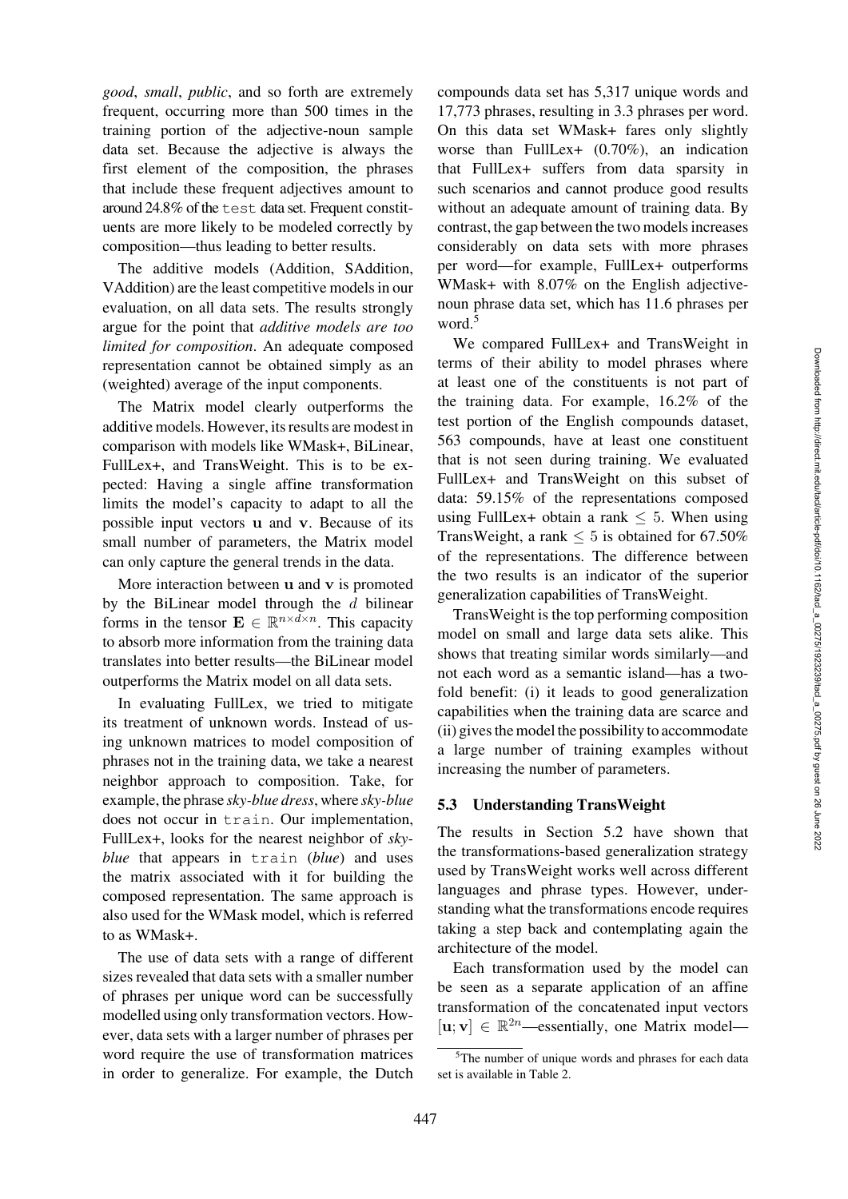*good*, *small*, *public*, and so forth are extremely frequent, occurring more than 500 times in the training portion of the adjective-noun sample data set. Because the adjective is always the first element of the composition, the phrases that include these frequent adjectives amount to around 24.8% of the `test` data set. Frequent constituents are more likely to be modeled correctly by composition—thus leading to better results.

The additive models (Addition, SAddition, VAddition) are the least competitive models in our evaluation, on all data sets. The results strongly argue for the point that *additive models are too limited for composition*. An adequate composed representation cannot be obtained simply as an (weighted) average of the input components.

The Matrix model clearly outperforms the additive models. However, its results are modest in comparison with models like WMask+, BiLinear, FullLex+, and TransWeight. This is to be expected: Having a single affine transformation limits the model's capacity to adapt to all the possible input vectors $\mathbf{u}$ and $\mathbf{v}$. Because of its small number of parameters, the Matrix model can only capture the general trends in the data.

More interaction between $\mathbf{u}$ and $\mathbf{v}$ is promoted by the BiLinear model through the $d$ bilinear forms in the tensor $\mathbf{E} \in \mathbb{R}^{n \times d \times n}$. This capacity to absorb more information from the training data translates into better results—the BiLinear model outperforms the Matrix model on all data sets.

In evaluating FullLex, we tried to mitigate its treatment of unknown words. Instead of using unknown matrices to model composition of phrases not in the training data, we take a nearest neighbor approach to composition. Take, for example, the phrase *sky-blue dress*, where *sky-blue* does not occur in `train`. Our implementation, FullLex+, looks for the nearest neighbor of *sky-blue* that appears in `train` (*blue*) and uses the matrix associated with it for building the composed representation. The same approach is also used for the WMask model, which is referred to as WMask+.

The use of data sets with a range of different sizes revealed that data sets with a smaller number of phrases per unique word can be successfully modelled using only transformation vectors. However, data sets with a larger number of phrases per word require the use of transformation matrices in order to generalize. For example, the Dutch compounds data set has 5,317 unique words and 17,773 phrases, resulting in 3.3 phrases per word. On this data set WMask+ fares only slightly worse than FullLex+ (0.70%), an indication that FullLex+ suffers from data sparsity in such scenarios and cannot produce good results without an adequate amount of training data. By contrast, the gap between the two models increases considerably on data sets with more phrases per word—for example, FullLex+ outperforms WMask+ with 8.07% on the English adjective-noun phrase data set, which has 11.6 phrases per word.[5]

We compared FullLex+ and TransWeight in terms of their ability to model phrases where at least one of the constituents is not part of the training data. For example, 16.2% of the test portion of the English compounds dataset, 563 compounds, have at least one constituent that is not seen during training. We evaluated FullLex+ and TransWeight on this subset of data: 59.15% of the representations composed using FullLex+ obtain a rank $\leq 5$. When using TransWeight, a rank $\leq 5$ is obtained for 67.50% of the representations. The difference between the two results is an indicator of the superior generalization capabilities of TransWeight.

TransWeight is the top performing composition model on small and large data sets alike. This shows that treating similar words similarly—and not each word as a semantic island—has a two-fold benefit: (i) it leads to good generalization capabilities when the training data are scarce and (ii) gives the model the possibility to accommodate a large number of training examples without increasing the number of parameters.

### 5.3 Understanding TransWeight

The results in Section 5.2 have shown that the transformations-based generalization strategy used by TransWeight works well across different languages and phrase types. However, understanding what the transformations encode requires taking a step back and contemplating again the architecture of the model.

Each transformation used by the model can be seen as a separate application of an affine transformation of the concatenated input vectors $[\mathbf{u}; \mathbf{v}] \in \mathbb{R}^{2n}$—essentially, one Matrix model—

[5]The number of unique words and phrases for each data set is available in Table 2.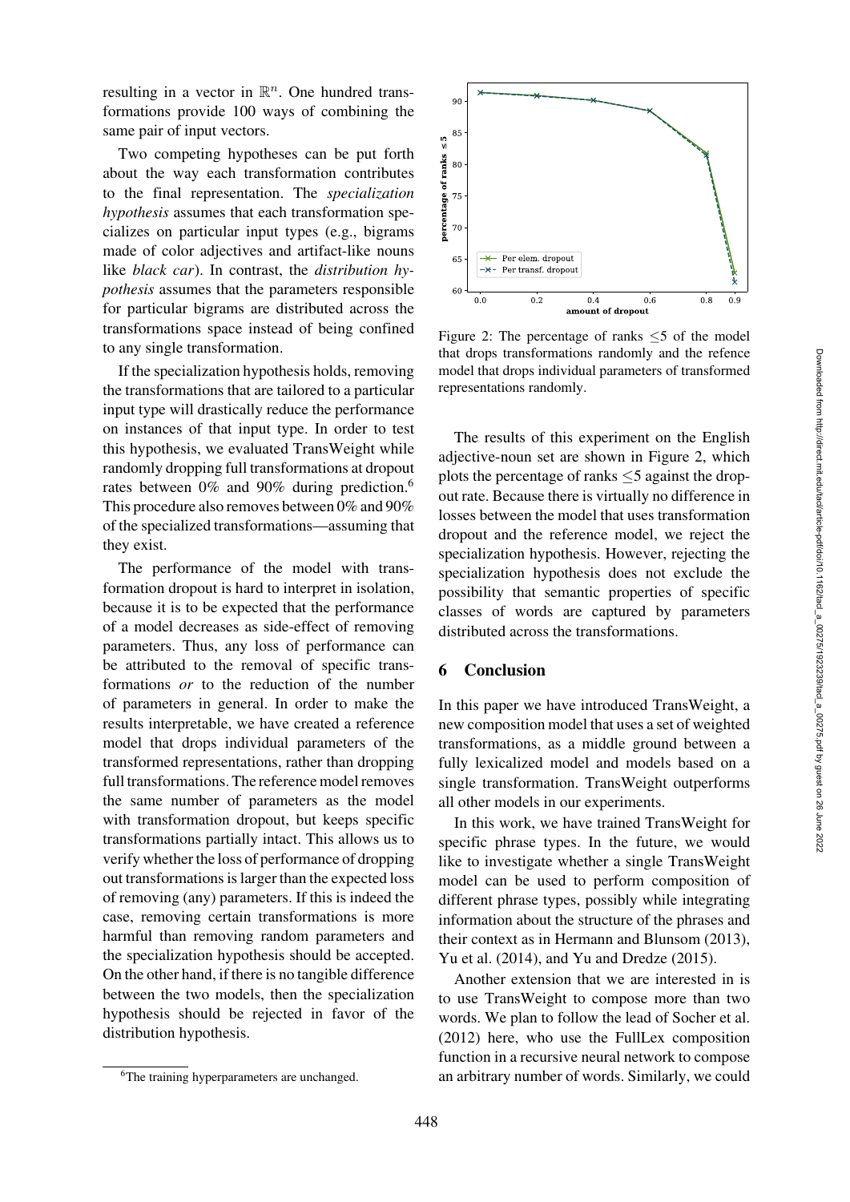resulting in a vector in $\mathbb{R}^n$. One hundred transformations provide 100 ways of combining the same pair of input vectors.

Two competing hypotheses can be put forth about the way each transformation contributes to the final representation. The *specialization hypothesis* assumes that each transformation specializes on particular input types (e.g., bigrams made of color adjectives and artifact-like nouns like *black car*). In contrast, the *distribution hypothesis* assumes that the parameters responsible for particular bigrams are distributed across the transformations space instead of being confined to any single transformation.

If the specialization hypothesis holds, removing the transformations that are tailored to a particular input type will drastically reduce the performance on instances of that input type. In order to test this hypothesis, we evaluated TransWeight while randomly dropping full transformations at dropout rates between 0% and 90% during prediction.[6] This procedure also removes between 0% and 90% of the specialized transformations—assuming that they exist.

The performance of the model with transformation dropout is hard to interpret in isolation, because it is to be expected that the performance of a model decreases as side-effect of removing parameters. Thus, any loss of performance can be attributed to the removal of specific transformations *or* to the reduction of the number of parameters in general. In order to make the results interpretable, we have created a reference model that drops individual parameters of the transformed representations, rather than dropping full transformations. The reference model removes the same number of parameters as the model with transformation dropout, but keeps specific transformations partially intact. This allows us to verify whether the loss of performance of dropping out transformations is larger than the expected loss of removing (any) parameters. If this is indeed the case, removing certain transformations is more harmful than removing random parameters and the specialization hypothesis should be accepted. On the other hand, if there is no tangible difference between the two models, then the specialization hypothesis should be rejected in favor of the distribution hypothesis.

[6] The training hyperparameters are unchanged.

percentage of ranks ≤ 5
90
85
80
75
70
65
60
0.0
0.2
0.4
0.6
0.8
0.9
amount of dropout
Per elem. dropout
Per transf. dropout

Figure 2: The percentage of ranks $\leq$5 of the model that drops transformations randomly and the refence model that drops individual parameters of transformed representations randomly.

The results of this experiment on the English adjective-noun set are shown in Figure 2, which plots the percentage of ranks $\leq$5 against the dropout rate. Because there is virtually no difference in losses between the model that uses transformation dropout and the reference model, we reject the specialization hypothesis. However, rejecting the specialization hypothesis does not exclude the possibility that semantic properties of specific classes of words are captured by parameters distributed across the transformations.

## 6 Conclusion

In this paper we have introduced TransWeight, a new composition model that uses a set of weighted transformations, as a middle ground between a fully lexicalized model and models based on a single transformation. TransWeight outperforms all other models in our experiments.

In this work, we have trained TransWeight for specific phrase types. In the future, we would like to investigate whether a single TransWeight model can be used to perform composition of different phrase types, possibly while integrating information about the structure of the phrases and their context as in Hermann and Blunsom (2013), Yu et al. (2014), and Yu and Dredze (2015).

Another extension that we are interested in is to use TransWeight to compose more than two words. We plan to follow the lead of Socher et al. (2012) here, who use the FullLex composition function in a recursive neural network to compose an arbitrary number of words. Similarly, we could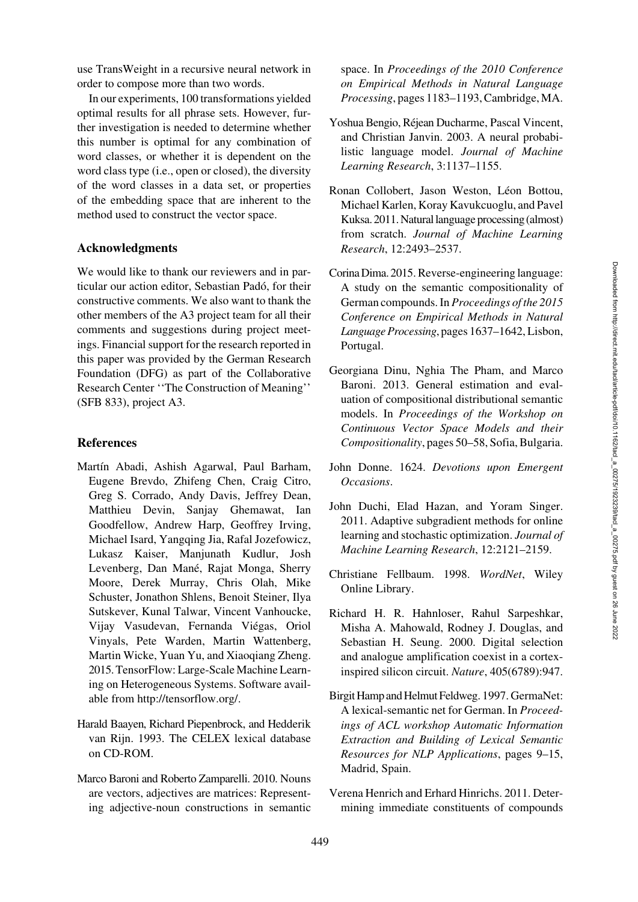use TransWeight in a recursive neural network in order to compose more than two words.

In our experiments, 100 transformations yielded optimal results for all phrase sets. However, further investigation is needed to determine whether this number is optimal for any combination of word classes, or whether it is dependent on the word class type (i.e., open or closed), the diversity of the word classes in a data set, or properties of the embedding space that are inherent to the method used to construct the vector space.

## Acknowledgments

We would like to thank our reviewers and in particular our action editor, Sebastian Padó, for their constructive comments. We also want to thank the other members of the A3 project team for all their comments and suggestions during project meetings. Financial support for the research reported in this paper was provided by the German Research Foundation (DFG) as part of the Collaborative Research Center ''The Construction of Meaning'' (SFB 833), project A3.

## References

Martín Abadi, Ashish Agarwal, Paul Barham, Eugene Brevdo, Zhifeng Chen, Craig Citro, Greg S. Corrado, Andy Davis, Jeffrey Dean, Matthieu Devin, Sanjay Ghemawat, Ian Goodfellow, Andrew Harp, Geoffrey Irving, Michael Isard, Yangqing Jia, Rafal Jozefowicz, Lukasz Kaiser, Manjunath Kudlur, Josh Levenberg, Dan Mané, Rajat Monga, Sherry Moore, Derek Murray, Chris Olah, Mike Schuster, Jonathon Shlens, Benoit Steiner, Ilya Sutskever, Kunal Talwar, Vincent Vanhoucke, Vijay Vasudevan, Fernanda Viégas, Oriol Vinyals, Pete Warden, Martin Wattenberg, Martin Wicke, Yuan Yu, and Xiaoqiang Zheng. 2015. TensorFlow: Large-Scale Machine Learning on Heterogeneous Systems. Software available from http://tensorflow.org/.

Harald Baayen, Richard Piepenbrock, and Hedderik van Rijn. 1993. The CELEX lexical database on CD-ROM.

Marco Baroni and Roberto Zamparelli. 2010. Nouns are vectors, adjectives are matrices: Representing adjective-noun constructions in semantic space. In *Proceedings of the 2010 Conference on Empirical Methods in Natural Language Processing*, pages 1183–1193, Cambridge, MA.

Yoshua Bengio, Réjean Ducharme, Pascal Vincent, and Christian Janvin. 2003. A neural probabilistic language model. *Journal of Machine Learning Research*, 3:1137–1155.

Ronan Collobert, Jason Weston, Léon Bottou, Michael Karlen, Koray Kavukcuoglu, and Pavel Kuksa. 2011. Natural language processing (almost) from scratch. *Journal of Machine Learning Research*, 12:2493–2537.

Corina Dima. 2015. Reverse-engineering language: A study on the semantic compositionality of German compounds. In *Proceedings of the 2015 Conference on Empirical Methods in Natural Language Processing*, pages 1637–1642, Lisbon, Portugal.

Georgiana Dinu, Nghia The Pham, and Marco Baroni. 2013. General estimation and evaluation of compositional distributional semantic models. In *Proceedings of the Workshop on Continuous Vector Space Models and their Compositionality*, pages 50–58, Sofia, Bulgaria.

John Donne. 1624. *Devotions upon Emergent Occasions*.

John Duchi, Elad Hazan, and Yoram Singer. 2011. Adaptive subgradient methods for online learning and stochastic optimization. *Journal of Machine Learning Research*, 12:2121–2159.

Christiane Fellbaum. 1998. *WordNet*, Wiley Online Library.

Richard H. R. Hahnloser, Rahul Sarpeshkar, Misha A. Mahowald, Rodney J. Douglas, and Sebastian H. Seung. 2000. Digital selection and analogue amplification coexist in a cortex-inspired silicon circuit. *Nature*, 405(6789):947.

Birgit Hamp and Helmut Feldweg. 1997. GermaNet: A lexical-semantic net for German. In *Proceedings of ACL workshop Automatic Information Extraction and Building of Lexical Semantic Resources for NLP Applications*, pages 9–15, Madrid, Spain.

Verena Henrich and Erhard Hinrichs. 2011. Determining immediate constituents of compounds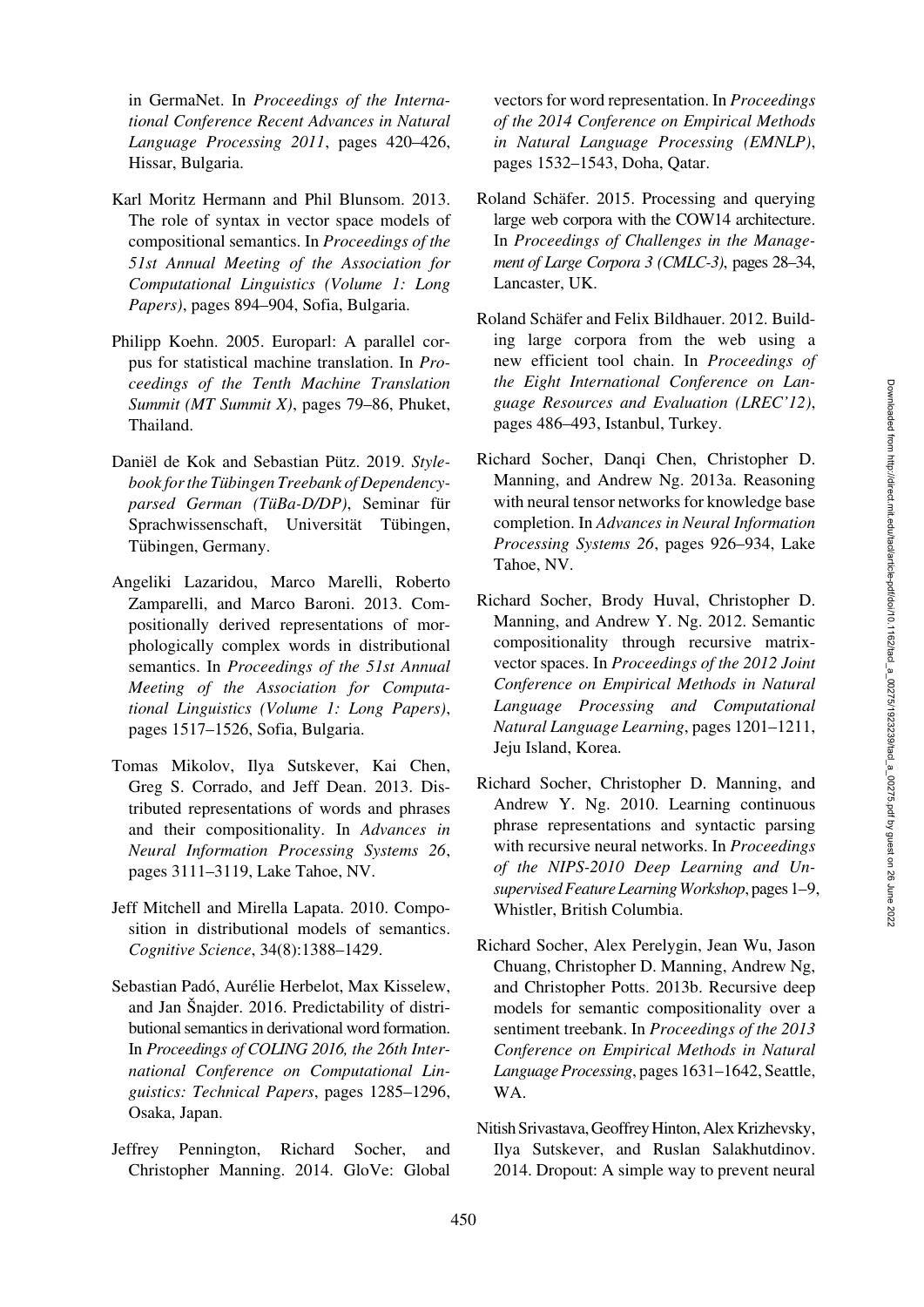in GermaNet. In *Proceedings of the International Conference Recent Advances in Natural Language Processing 2011*, pages 420–426, Hissar, Bulgaria.

Karl Moritz Hermann and Phil Blunsom. 2013. The role of syntax in vector space models of compositional semantics. In *Proceedings of the 51st Annual Meeting of the Association for Computational Linguistics (Volume 1: Long Papers)*, pages 894–904, Sofia, Bulgaria.

Philipp Koehn. 2005. Europarl: A parallel corpus for statistical machine translation. In *Proceedings of the Tenth Machine Translation Summit (MT Summit X)*, pages 79–86, Phuket, Thailand.

Daniël de Kok and Sebastian Pütz. 2019. *Stylebook for the Tübingen Treebank of Dependency-parsed German (TüBa-D/DP)*, Seminar für Sprachwissenschaft, Universität Tübingen, Tübingen, Germany.

Angeliki Lazaridou, Marco Marelli, Roberto Zamparelli, and Marco Baroni. 2013. Compositionally derived representations of morphologically complex words in distributional semantics. In *Proceedings of the 51st Annual Meeting of the Association for Computational Linguistics (Volume 1: Long Papers)*, pages 1517–1526, Sofia, Bulgaria.

Tomas Mikolov, Ilya Sutskever, Kai Chen, Greg S. Corrado, and Jeff Dean. 2013. Distributed representations of words and phrases and their compositionality. In *Advances in Neural Information Processing Systems 26*, pages 3111–3119, Lake Tahoe, NV.

Jeff Mitchell and Mirella Lapata. 2010. Composition in distributional models of semantics. *Cognitive Science*, 34(8):1388–1429.

Sebastian Padó, Aurélie Herbelot, Max Kisselew, and Jan Šnajder. 2016. Predictability of distributional semantics in derivational word formation. In *Proceedings of COLING 2016, the 26th International Conference on Computational Linguistics: Technical Papers*, pages 1285–1296, Osaka, Japan.

Jeffrey Pennington, Richard Socher, and Christopher Manning. 2014. GloVe: Global vectors for word representation. In *Proceedings of the 2014 Conference on Empirical Methods in Natural Language Processing (EMNLP)*, pages 1532–1543, Doha, Qatar.

Roland Schäfer. 2015. Processing and querying large web corpora with the COW14 architecture. In *Proceedings of Challenges in the Management of Large Corpora 3 (CMLC-3)*, pages 28–34, Lancaster, UK.

Roland Schäfer and Felix Bildhauer. 2012. Building large corpora from the web using a new efficient tool chain. In *Proceedings of the Eight International Conference on Language Resources and Evaluation (LREC'12)*, pages 486–493, Istanbul, Turkey.

Richard Socher, Danqi Chen, Christopher D. Manning, and Andrew Ng. 2013a. Reasoning with neural tensor networks for knowledge base completion. In *Advances in Neural Information Processing Systems 26*, pages 926–934, Lake Tahoe, NV.

Richard Socher, Brody Huval, Christopher D. Manning, and Andrew Y. Ng. 2012. Semantic compositionality through recursive matrix-vector spaces. In *Proceedings of the 2012 Joint Conference on Empirical Methods in Natural Language Processing and Computational Natural Language Learning*, pages 1201–1211, Jeju Island, Korea.

Richard Socher, Christopher D. Manning, and Andrew Y. Ng. 2010. Learning continuous phrase representations and syntactic parsing with recursive neural networks. In *Proceedings of the NIPS-2010 Deep Learning and Unsupervised Feature Learning Workshop*, pages 1–9, Whistler, British Columbia.

Richard Socher, Alex Perelygin, Jean Wu, Jason Chuang, Christopher D. Manning, Andrew Ng, and Christopher Potts. 2013b. Recursive deep models for semantic compositionality over a sentiment treebank. In *Proceedings of the 2013 Conference on Empirical Methods in Natural Language Processing*, pages 1631–1642, Seattle, WA.

Nitish Srivastava, Geoffrey Hinton, Alex Krizhevsky, Ilya Sutskever, and Ruslan Salakhutdinov. 2014. Dropout: A simple way to prevent neural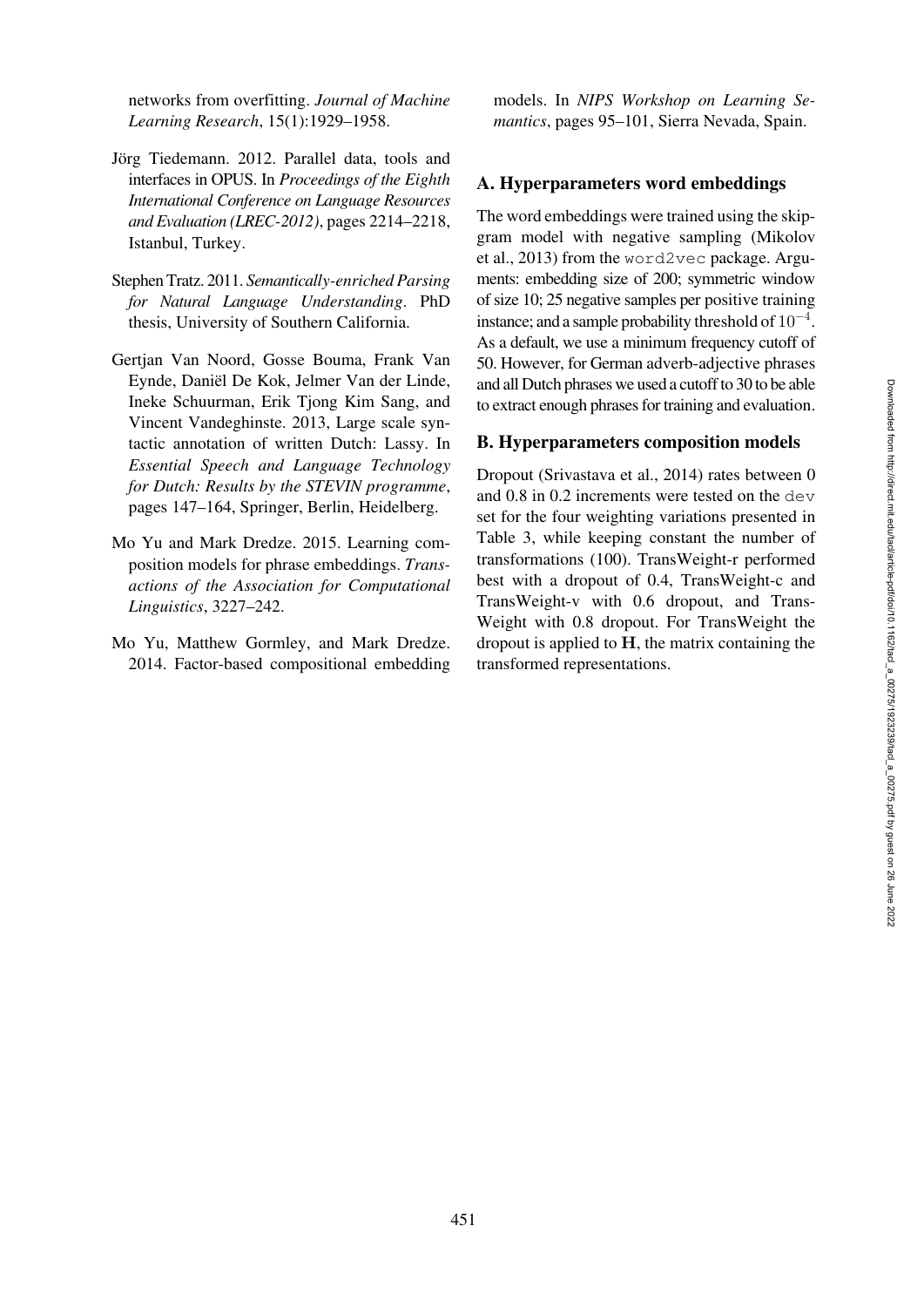networks from overfitting. *Journal of Machine Learning Research*, 15(1):1929–1958.

Jörg Tiedemann. 2012. Parallel data, tools and interfaces in OPUS. In *Proceedings of the Eighth International Conference on Language Resources and Evaluation (LREC-2012)*, pages 2214–2218, Istanbul, Turkey.

Stephen Tratz. 2011. *Semantically-enriched Parsing for Natural Language Understanding*. PhD thesis, University of Southern California.

Gertjan Van Noord, Gosse Bouma, Frank Van Eynde, Daniël De Kok, Jelmer Van der Linde, Ineke Schuurman, Erik Tjong Kim Sang, and Vincent Vandeghinste. 2013, Large scale syntactic annotation of written Dutch: Lassy. In *Essential Speech and Language Technology for Dutch: Results by the STEVIN programme*, pages 147–164, Springer, Berlin, Heidelberg.

Mo Yu and Mark Dredze. 2015. Learning composition models for phrase embeddings. *Transactions of the Association for Computational Linguistics*, 3227–242.

Mo Yu, Matthew Gormley, and Mark Dredze. 2014. Factor-based compositional embedding models. In *NIPS Workshop on Learning Semantics*, pages 95–101, Sierra Nevada, Spain.

## A. Hyperparameters word embeddings

The word embeddings were trained using the skip-gram model with negative sampling (Mikolov et al., 2013) from the `word2vec` package. Arguments: embedding size of 200; symmetric window of size 10; 25 negative samples per positive training instance; and a sample probability threshold of $10^{-4}$. As a default, we use a minimum frequency cutoff of 50. However, for German adverb-adjective phrases and all Dutch phrases we used a cutoff to 30 to be able to extract enough phrases for training and evaluation.

## B. Hyperparameters composition models

Dropout (Srivastava et al., 2014) rates between 0 and 0.8 in 0.2 increments were tested on the `dev` set for the four weighting variations presented in Table 3, while keeping constant the number of transformations (100). TransWeight-r performed best with a dropout of 0.4, TransWeight-c and TransWeight-v with 0.6 dropout, and TransWeight with 0.8 dropout. For TransWeight the dropout is applied to $\mathbf{H}$, the matrix containing the transformed representations.